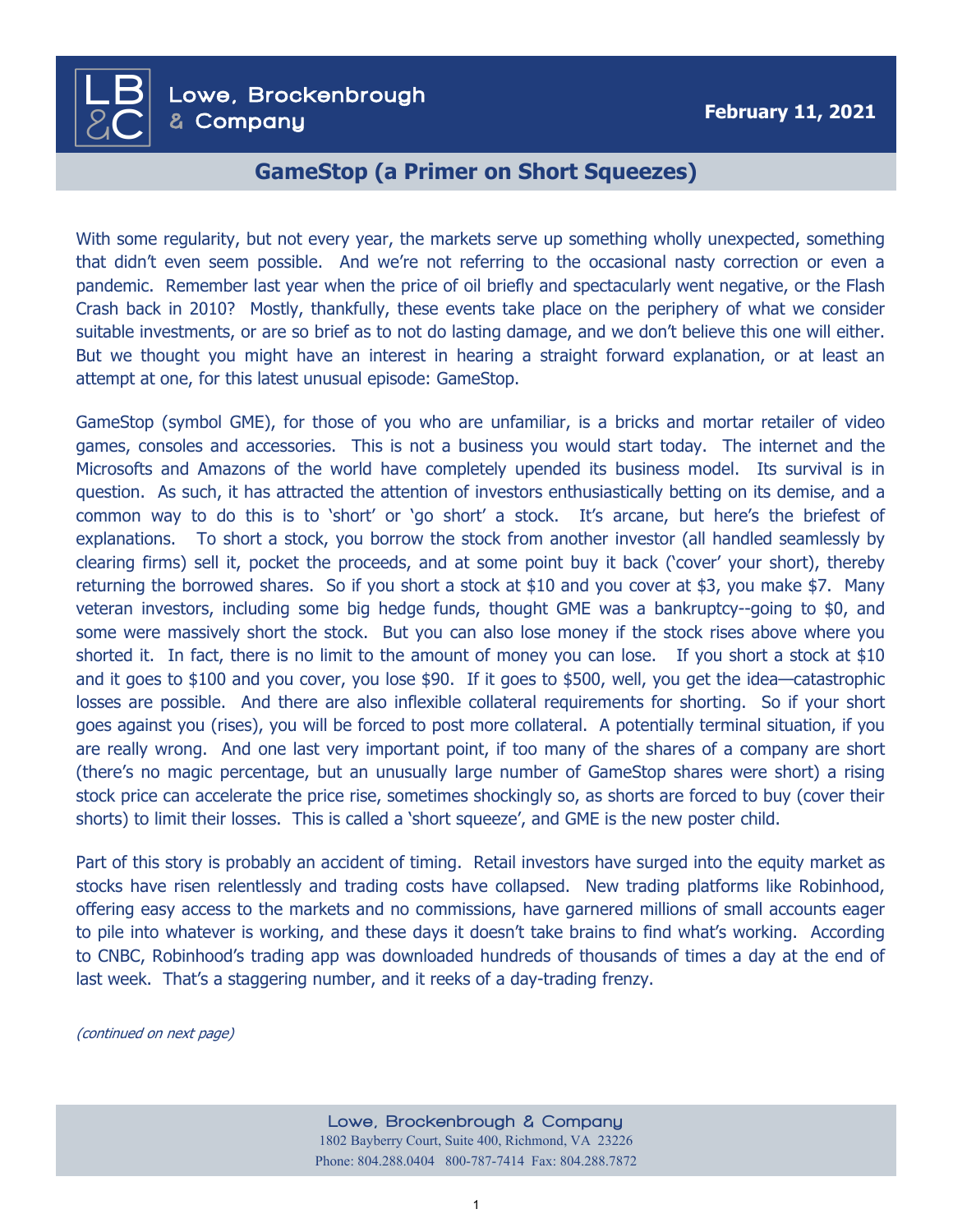Lowe, Brockenbrough & Company

February 11, 2021

# GameStop (a Primer on Short Squeezes)

With some regularity, but not every year, the markets serve up something wholly unexpected, something that didn't even seem possible. And we're not referring to the occasional nasty correction or even a pandemic. Remember last year when the price of oil briefly and spectacularly went negative, or the Flash Crash back in 2010? Mostly, thankfully, these events take place on the periphery of what we consider suitable investments, or are so brief as to not do lasting damage, and we don't believe this one will either. But we thought you might have an interest in hearing a straight forward explanation, or at least an attempt at one, for this latest unusual episode: GameStop.

GameStop (symbol GME), for those of you who are unfamiliar, is a bricks and mortar retailer of video games, consoles and accessories. This is not a business you would start today. The internet and the Microsofts and Amazons of the world have completely upended its business model. Its survival is in question. As such, it has attracted the attention of investors enthusiastically betting on its demise, and a common way to do this is to 'short' or 'go short' a stock. It's arcane, but here's the briefest of explanations. To short a stock, you borrow the stock from another investor (all handled seamlessly by clearing firms) sell it, pocket the proceeds, and at some point buy it back ('cover' your short), thereby returning the borrowed shares. So if you short a stock at $10 and you cover at $3, you make $7. Many veteran investors, including some big hedge funds, thought GME was a bankruptcy--going to $0, and some were massively short the stock. But you can also lose money if the stock rises above where you shorted it. In fact, there is no limit to the amount of money you can lose. If you short a stock at $10 and it goes to $100 and you cover, you lose $90. If it goes to $500, well, you get the idea—catastrophic losses are possible. And there are also inflexible collateral requirements for shorting. So if your short goes against you (rises), you will be forced to post more collateral. A potentially terminal situation, if you are really wrong. And one last very important point, if too many of the shares of a company are short (there's no magic percentage, but an unusually large number of GameStop shares were short) a rising stock price can accelerate the price rise, sometimes shockingly so, as shorts are forced to buy (cover their shorts) to limit their losses. This is called a 'short squeeze', and GME is the new poster child.

Part of this story is probably an accident of timing. Retail investors have surged into the equity market as stocks have risen relentlessly and trading costs have collapsed. New trading platforms like Robinhood, offering easy access to the markets and no commissions, have garnered millions of small accounts eager to pile into whatever is working, and these days it doesn't take brains to find what's working. According to CNBC, Robinhood's trading app was downloaded hundreds of thousands of times a day at the end of last week. That's a staggering number, and it reeks of a day-trading frenzy.

*(continued on next page)*

Lowe, Brockenbrough & Company
1802 Bayberry Court, Suite 400, Richmond, VA 23226
Phone: 804.288.0404 800-787-7414 Fax: 804.288.7872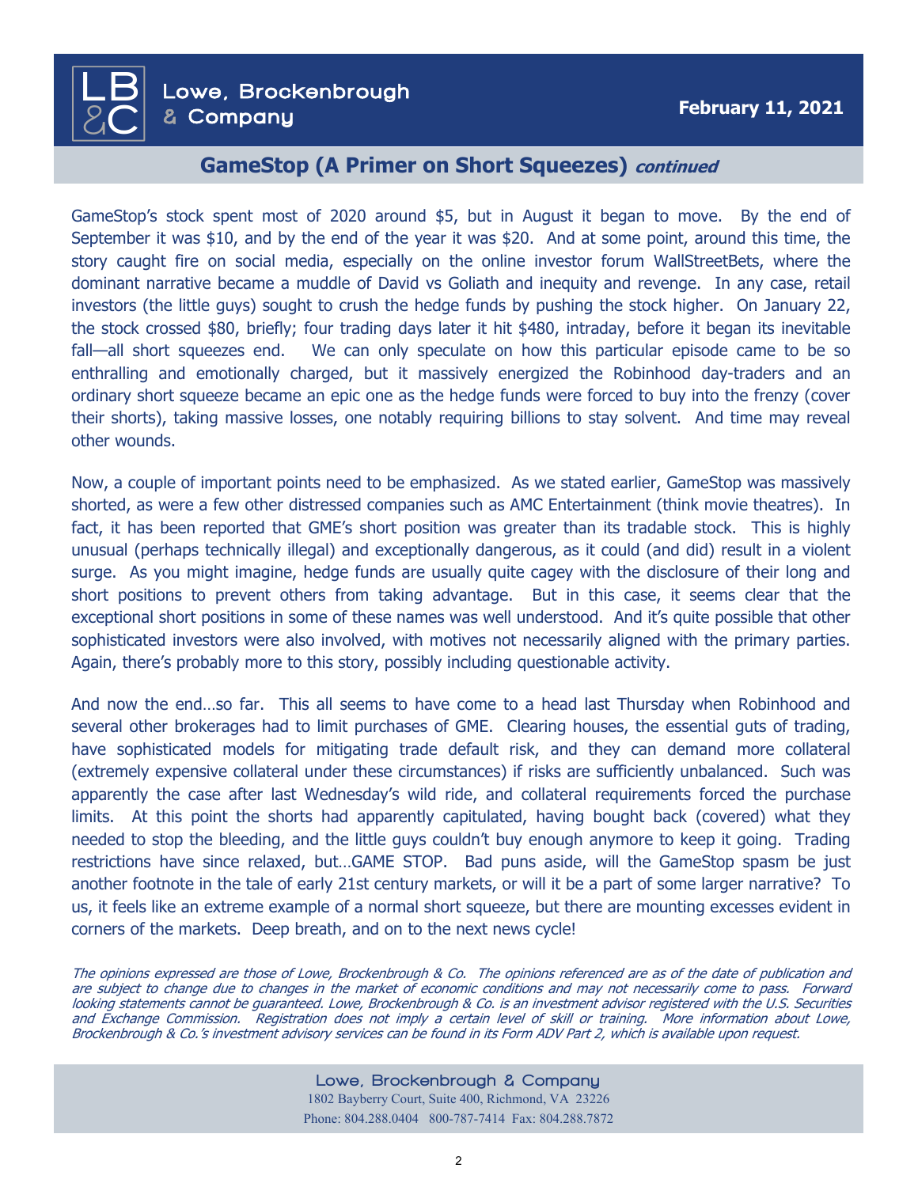## GameStop (A Primer on Short Squeezes) *continued*

GameStop's stock spent most of 2020 around $5, but in August it began to move. By the end of September it was $10, and by the end of the year it was $20. And at some point, around this time, the story caught fire on social media, especially on the online investor forum WallStreetBets, where the dominant narrative became a muddle of David vs Goliath and inequity and revenge. In any case, retail investors (the little guys) sought to crush the hedge funds by pushing the stock higher. On January 22, the stock crossed $80, briefly; four trading days later it hit $480, intraday, before it began its inevitable fall—all short squeezes end. We can only speculate on how this particular episode came to be so enthralling and emotionally charged, but it massively energized the Robinhood day-traders and an ordinary short squeeze became an epic one as the hedge funds were forced to buy into the frenzy (cover their shorts), taking massive losses, one notably requiring billions to stay solvent. And time may reveal other wounds.

Now, a couple of important points need to be emphasized. As we stated earlier, GameStop was massively shorted, as were a few other distressed companies such as AMC Entertainment (think movie theatres). In fact, it has been reported that GME's short position was greater than its tradable stock. This is highly unusual (perhaps technically illegal) and exceptionally dangerous, as it could (and did) result in a violent surge. As you might imagine, hedge funds are usually quite cagey with the disclosure of their long and short positions to prevent others from taking advantage. But in this case, it seems clear that the exceptional short positions in some of these names was well understood. And it's quite possible that other sophisticated investors were also involved, with motives not necessarily aligned with the primary parties. Again, there's probably more to this story, possibly including questionable activity.

And now the end…so far. This all seems to have come to a head last Thursday when Robinhood and several other brokerages had to limit purchases of GME. Clearing houses, the essential guts of trading, have sophisticated models for mitigating trade default risk, and they can demand more collateral (extremely expensive collateral under these circumstances) if risks are sufficiently unbalanced. Such was apparently the case after last Wednesday's wild ride, and collateral requirements forced the purchase limits. At this point the shorts had apparently capitulated, having bought back (covered) what they needed to stop the bleeding, and the little guys couldn't buy enough anymore to keep it going. Trading restrictions have since relaxed, but…GAME STOP. Bad puns aside, will the GameStop spasm be just another footnote in the tale of early 21st century markets, or will it be a part of some larger narrative? To us, it feels like an extreme example of a normal short squeeze, but there are mounting excesses evident in corners of the markets. Deep breath, and on to the next news cycle!

*The opinions expressed are those of Lowe, Brockenbrough & Co. The opinions referenced are as of the date of publication and are subject to change due to changes in the market of economic conditions and may not necessarily come to pass. Forward looking statements cannot be guaranteed. Lowe, Brockenbrough & Co. is an investment advisor registered with the U.S. Securities and Exchange Commission. Registration does not imply a certain level of skill or training. More information about Lowe, Brockenbrough & Co.'s investment advisory services can be found in its Form ADV Part 2, which is available upon request.*

Lowe, Brockenbrough & Company
1802 Bayberry Court, Suite 400, Richmond, VA 23226
Phone: 804.288.0404 800-787-7414 Fax: 804.288.7872